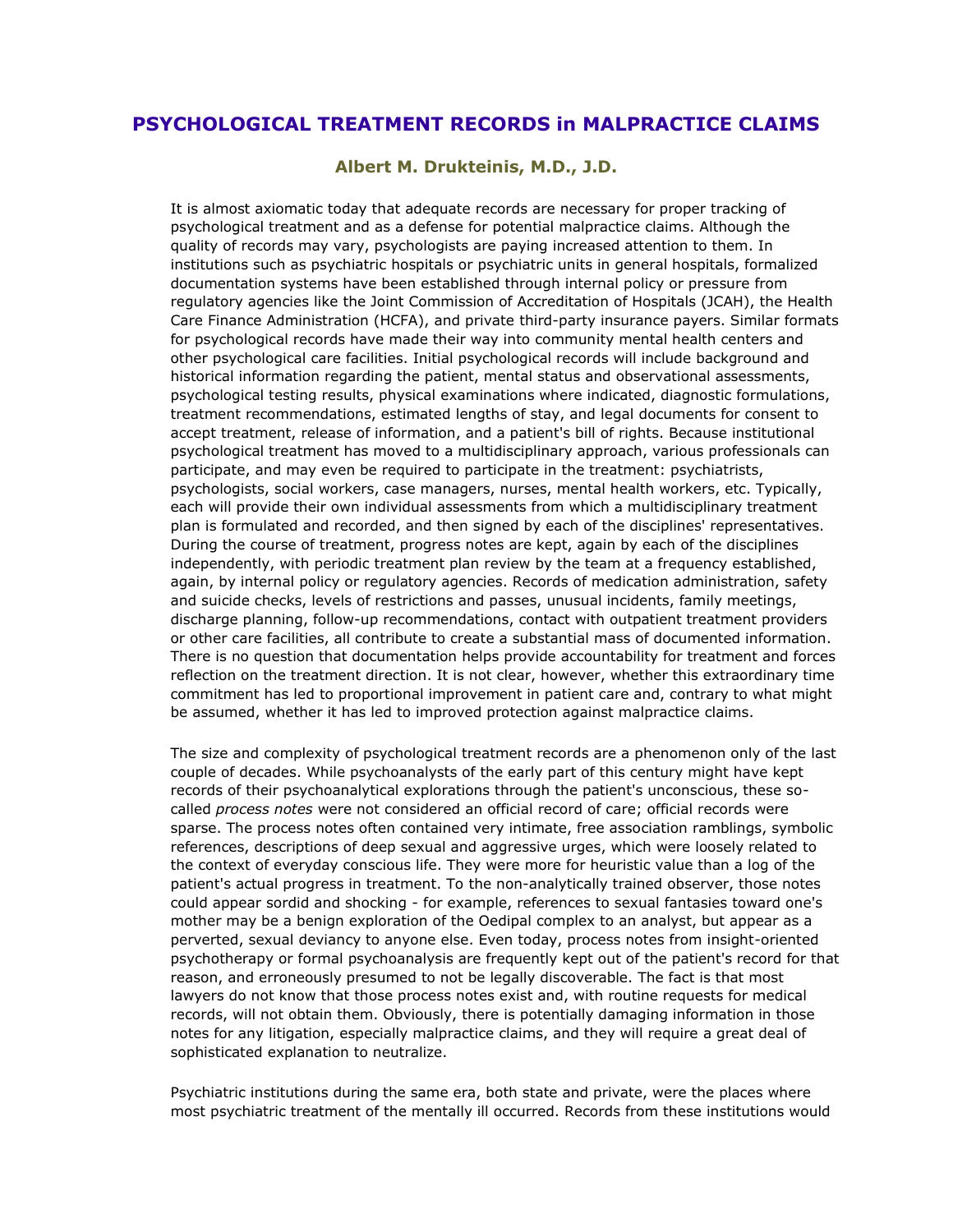# PSYCHOLOGICAL TREATMENT RECORDS in MALPRACTICE CLAIMS

### Albert M. Drukteinis, M.D., J.D.

It is almost axiomatic today that adequate records are necessary for proper tracking of psychological treatment and as a defense for potential malpractice claims. Although the quality of records may vary, psychologists are paying increased attention to them. In institutions such as psychiatric hospitals or psychiatric units in general hospitals, formalized documentation systems have been established through internal policy or pressure from regulatory agencies like the Joint Commission of Accreditation of Hospitals (JCAH), the Health Care Finance Administration (HCFA), and private third-party insurance payers. Similar formats for psychological records have made their way into community mental health centers and other psychological care facilities. Initial psychological records will include background and historical information regarding the patient, mental status and observational assessments, psychological testing results, physical examinations where indicated, diagnostic formulations, treatment recommendations, estimated lengths of stay, and legal documents for consent to accept treatment, release of information, and a patient's bill of rights. Because institutional psychological treatment has moved to a multidisciplinary approach, various professionals can participate, and may even be required to participate in the treatment: psychiatrists, psychologists, social workers, case managers, nurses, mental health workers, etc. Typically, each will provide their own individual assessments from which a multidisciplinary treatment plan is formulated and recorded, and then signed by each of the disciplines' representatives. During the course of treatment, progress notes are kept, again by each of the disciplines independently, with periodic treatment plan review by the team at a frequency established, again, by internal policy or regulatory agencies. Records of medication administration, safety and suicide checks, levels of restrictions and passes, unusual incidents, family meetings, discharge planning, follow-up recommendations, contact with outpatient treatment providers or other care facilities, all contribute to create a substantial mass of documented information. There is no question that documentation helps provide accountability for treatment and forces reflection on the treatment direction. It is not clear, however, whether this extraordinary time commitment has led to proportional improvement in patient care and, contrary to what might be assumed, whether it has led to improved protection against malpractice claims.

The size and complexity of psychological treatment records are a phenomenon only of the last couple of decades. While psychoanalysts of the early part of this century might have kept records of their psychoanalytical explorations through the patient's unconscious, these so-called *process notes* were not considered an official record of care; official records were sparse. The process notes often contained very intimate, free association ramblings, symbolic references, descriptions of deep sexual and aggressive urges, which were loosely related to the context of everyday conscious life. They were more for heuristic value than a log of the patient's actual progress in treatment. To the non-analytically trained observer, those notes could appear sordid and shocking - for example, references to sexual fantasies toward one's mother may be a benign exploration of the Oedipal complex to an analyst, but appear as a perverted, sexual deviancy to anyone else. Even today, process notes from insight-oriented psychotherapy or formal psychoanalysis are frequently kept out of the patient's record for that reason, and erroneously presumed to not be legally discoverable. The fact is that most lawyers do not know that those process notes exist and, with routine requests for medical records, will not obtain them. Obviously, there is potentially damaging information in those notes for any litigation, especially malpractice claims, and they will require a great deal of sophisticated explanation to neutralize.

Psychiatric institutions during the same era, both state and private, were the places where most psychiatric treatment of the mentally ill occurred. Records from these institutions would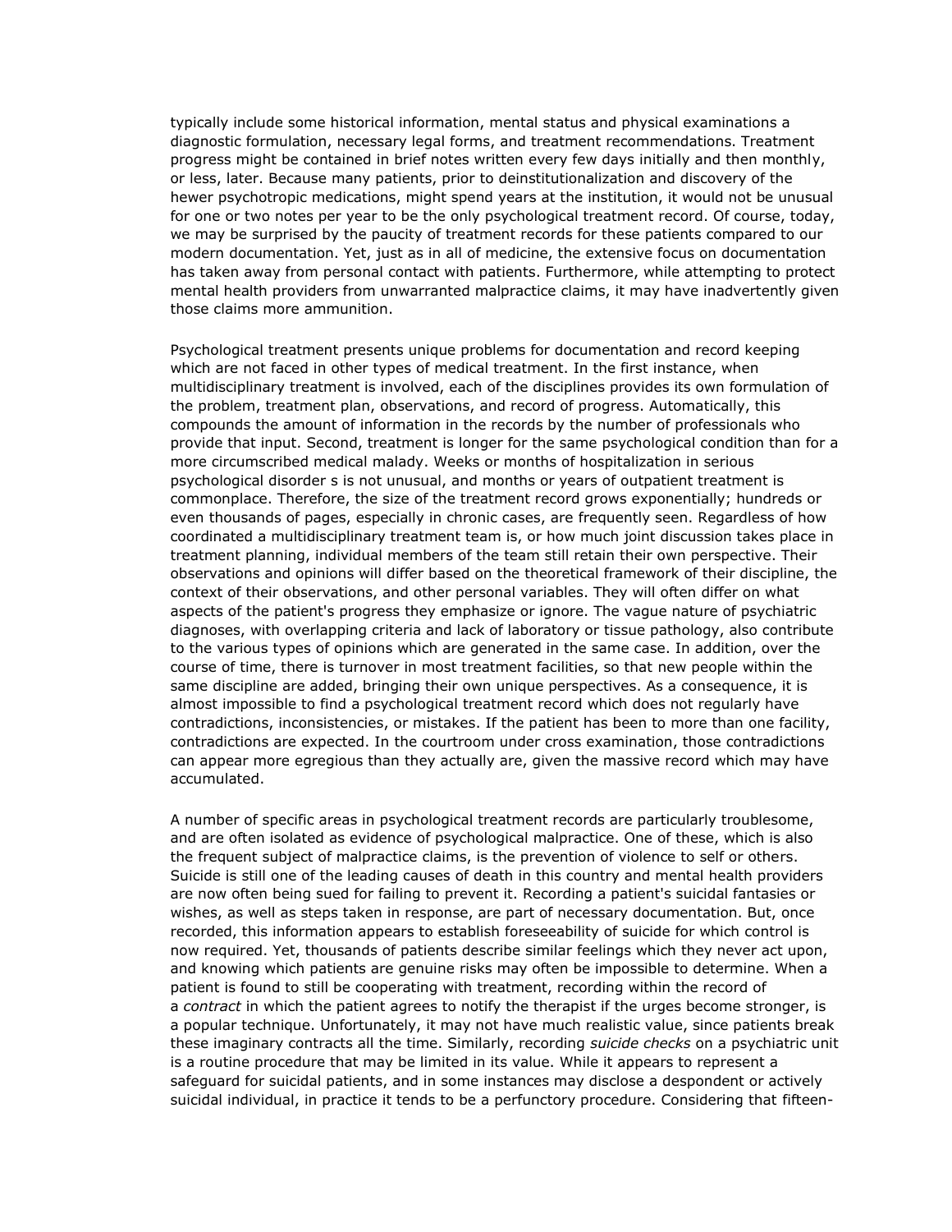typically include some historical information, mental status and physical examinations a diagnostic formulation, necessary legal forms, and treatment recommendations. Treatment progress might be contained in brief notes written every few days initially and then monthly, or less, later. Because many patients, prior to deinstitutionalization and discovery of the hewer psychotropic medications, might spend years at the institution, it would not be unusual for one or two notes per year to be the only psychological treatment record. Of course, today, we may be surprised by the paucity of treatment records for these patients compared to our modern documentation. Yet, just as in all of medicine, the extensive focus on documentation has taken away from personal contact with patients. Furthermore, while attempting to protect mental health providers from unwarranted malpractice claims, it may have inadvertently given those claims more ammunition.

Psychological treatment presents unique problems for documentation and record keeping which are not faced in other types of medical treatment. In the first instance, when multidisciplinary treatment is involved, each of the disciplines provides its own formulation of the problem, treatment plan, observations, and record of progress. Automatically, this compounds the amount of information in the records by the number of professionals who provide that input. Second, treatment is longer for the same psychological condition than for a more circumscribed medical malady. Weeks or months of hospitalization in serious psychological disorder s is not unusual, and months or years of outpatient treatment is commonplace. Therefore, the size of the treatment record grows exponentially; hundreds or even thousands of pages, especially in chronic cases, are frequently seen. Regardless of how coordinated a multidisciplinary treatment team is, or how much joint discussion takes place in treatment planning, individual members of the team still retain their own perspective. Their observations and opinions will differ based on the theoretical framework of their discipline, the context of their observations, and other personal variables. They will often differ on what aspects of the patient's progress they emphasize or ignore. The vague nature of psychiatric diagnoses, with overlapping criteria and lack of laboratory or tissue pathology, also contribute to the various types of opinions which are generated in the same case. In addition, over the course of time, there is turnover in most treatment facilities, so that new people within the same discipline are added, bringing their own unique perspectives. As a consequence, it is almost impossible to find a psychological treatment record which does not regularly have contradictions, inconsistencies, or mistakes. If the patient has been to more than one facility, contradictions are expected. In the courtroom under cross examination, those contradictions can appear more egregious than they actually are, given the massive record which may have accumulated.

A number of specific areas in psychological treatment records are particularly troublesome, and are often isolated as evidence of psychological malpractice. One of these, which is also the frequent subject of malpractice claims, is the prevention of violence to self or others. Suicide is still one of the leading causes of death in this country and mental health providers are now often being sued for failing to prevent it. Recording a patient's suicidal fantasies or wishes, as well as steps taken in response, are part of necessary documentation. But, once recorded, this information appears to establish foreseeability of suicide for which control is now required. Yet, thousands of patients describe similar feelings which they never act upon, and knowing which patients are genuine risks may often be impossible to determine. When a patient is found to still be cooperating with treatment, recording within the record of a *contract* in which the patient agrees to notify the therapist if the urges become stronger, is a popular technique. Unfortunately, it may not have much realistic value, since patients break these imaginary contracts all the time. Similarly, recording *suicide checks* on a psychiatric unit is a routine procedure that may be limited in its value. While it appears to represent a safeguard for suicidal patients, and in some instances may disclose a despondent or actively suicidal individual, in practice it tends to be a perfunctory procedure. Considering that fifteen-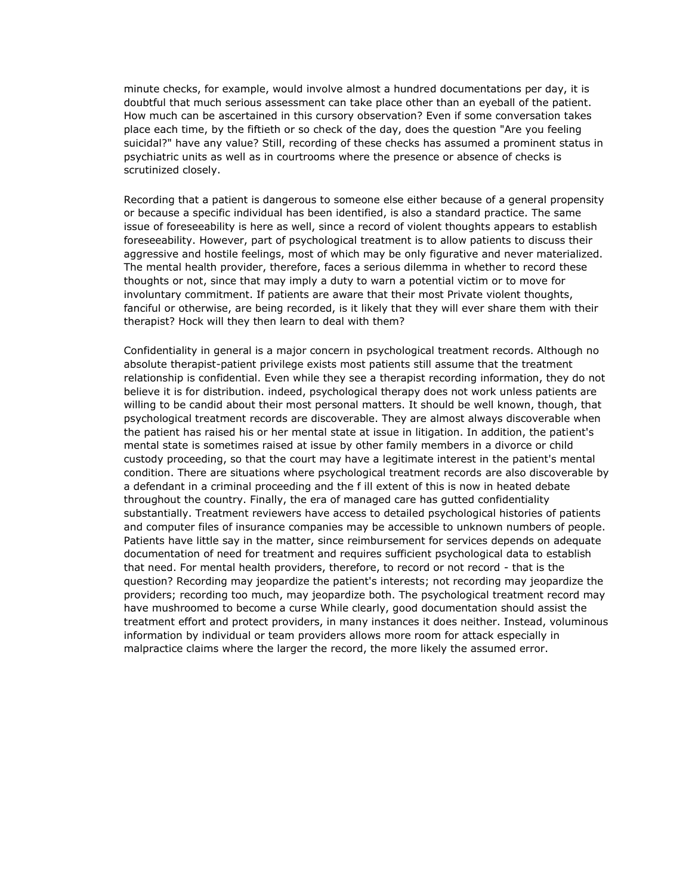minute checks, for example, would involve almost a hundred documentations per day, it is doubtful that much serious assessment can take place other than an eyeball of the patient. How much can be ascertained in this cursory observation? Even if some conversation takes place each time, by the fiftieth or so check of the day, does the question "Are you feeling suicidal?" have any value? Still, recording of these checks has assumed a prominent status in psychiatric units as well as in courtrooms where the presence or absence of checks is scrutinized closely.

Recording that a patient is dangerous to someone else either because of a general propensity or because a specific individual has been identified, is also a standard practice. The same issue of foreseeability is here as well, since a record of violent thoughts appears to establish foreseeability. However, part of psychological treatment is to allow patients to discuss their aggressive and hostile feelings, most of which may be only figurative and never materialized. The mental health provider, therefore, faces a serious dilemma in whether to record these thoughts or not, since that may imply a duty to warn a potential victim or to move for involuntary commitment. If patients are aware that their most Private violent thoughts, fanciful or otherwise, are being recorded, is it likely that they will ever share them with their therapist? Hock will they then learn to deal with them?

Confidentiality in general is a major concern in psychological treatment records. Although no absolute therapist-patient privilege exists most patients still assume that the treatment relationship is confidential. Even while they see a therapist recording information, they do not believe it is for distribution. indeed, psychological therapy does not work unless patients are willing to be candid about their most personal matters. It should be well known, though, that psychological treatment records are discoverable. They are almost always discoverable when the patient has raised his or her mental state at issue in litigation. In addition, the patient's mental state is sometimes raised at issue by other family members in a divorce or child custody proceeding, so that the court may have a legitimate interest in the patient's mental condition. There are situations where psychological treatment records are also discoverable by a defendant in a criminal proceeding and the f ill extent of this is now in heated debate throughout the country. Finally, the era of managed care has gutted confidentiality substantially. Treatment reviewers have access to detailed psychological histories of patients and computer files of insurance companies may be accessible to unknown numbers of people. Patients have little say in the matter, since reimbursement for services depends on adequate documentation of need for treatment and requires sufficient psychological data to establish that need. For mental health providers, therefore, to record or not record - that is the question? Recording may jeopardize the patient's interests; not recording may jeopardize the providers; recording too much, may jeopardize both. The psychological treatment record may have mushroomed to become a curse While clearly, good documentation should assist the treatment effort and protect providers, in many instances it does neither. Instead, voluminous information by individual or team providers allows more room for attack especially in malpractice claims where the larger the record, the more likely the assumed error.